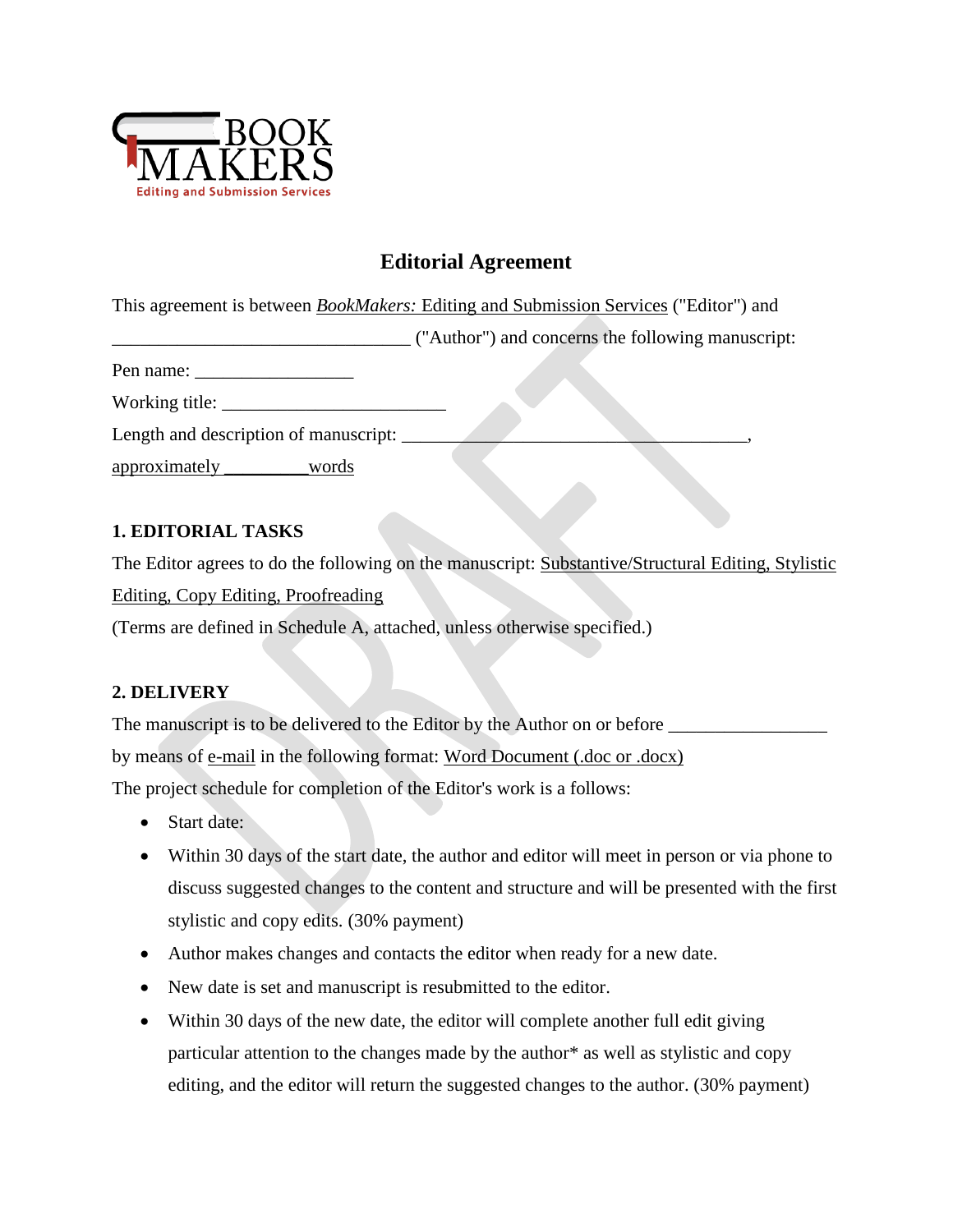# Editorial Agreement

This agreement is between *BookMakers:* Editing and Submission Services ("Editor") and ______________________________ ("Author") and concerns the following manuscript:

Pen name: ________________

Working title: ______________________

Length and description of manuscript: ____________________________________, approximately _________ words

## 1. EDITORIAL TASKS

The Editor agrees to do the following on the manuscript: Substantive/Structural Editing, Stylistic Editing, Copy Editing, Proofreading

(Terms are defined in Schedule A, attached, unless otherwise specified.)

## 2. DELIVERY

The manuscript is to be delivered to the Editor by the Author on or before ________________ by means of e-mail in the following format: Word Document (.doc or .docx)

The project schedule for completion of the Editor's work is a follows:

- Start date:
- Within 30 days of the start date, the author and editor will meet in person or via phone to discuss suggested changes to the content and structure and will be presented with the first stylistic and copy edits. (30% payment)
- Author makes changes and contacts the editor when ready for a new date.
- New date is set and manuscript is resubmitted to the editor.
- Within 30 days of the new date, the editor will complete another full edit giving particular attention to the changes made by the author* as well as stylistic and copy editing, and the editor will return the suggested changes to the author. (30% payment)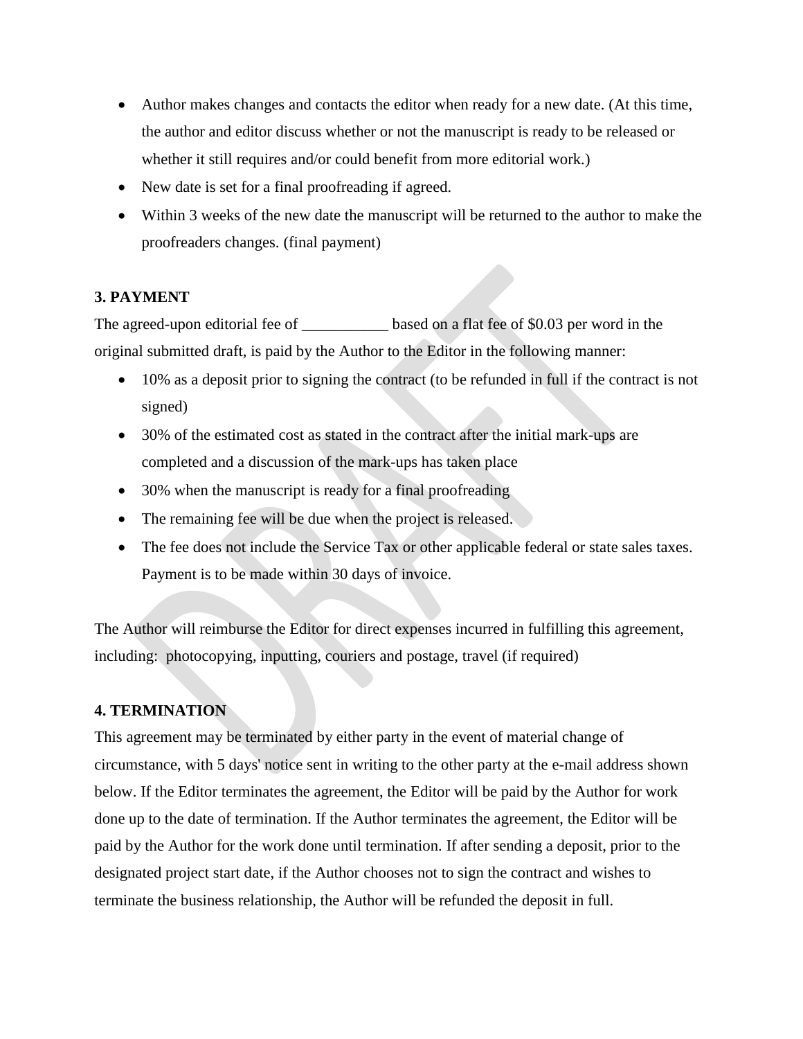- Author makes changes and contacts the editor when ready for a new date. (At this time, the author and editor discuss whether or not the manuscript is ready to be released or whether it still requires and/or could benefit from more editorial work.)
- New date is set for a final proofreading if agreed.
- Within 3 weeks of the new date the manuscript will be returned to the author to make the proofreaders changes. (final payment)

**3. PAYMENT**

The agreed-upon editorial fee of ___________ based on a flat fee of $0.03 per word in the original submitted draft, is paid by the Author to the Editor in the following manner:

- 10% as a deposit prior to signing the contract (to be refunded in full if the contract is not signed)
- 30% of the estimated cost as stated in the contract after the initial mark-ups are completed and a discussion of the mark-ups has taken place
- 30% when the manuscript is ready for a final proofreading
- The remaining fee will be due when the project is released.
- The fee does not include the Service Tax or other applicable federal or state sales taxes. Payment is to be made within 30 days of invoice.

The Author will reimburse the Editor for direct expenses incurred in fulfilling this agreement, including: photocopying, inputting, couriers and postage, travel (if required)

**4. TERMINATION**

This agreement may be terminated by either party in the event of material change of circumstance, with 5 days' notice sent in writing to the other party at the e-mail address shown below. If the Editor terminates the agreement, the Editor will be paid by the Author for work done up to the date of termination. If the Author terminates the agreement, the Editor will be paid by the Author for the work done until termination. If after sending a deposit, prior to the designated project start date, if the Author chooses not to sign the contract and wishes to terminate the business relationship, the Author will be refunded the deposit in full.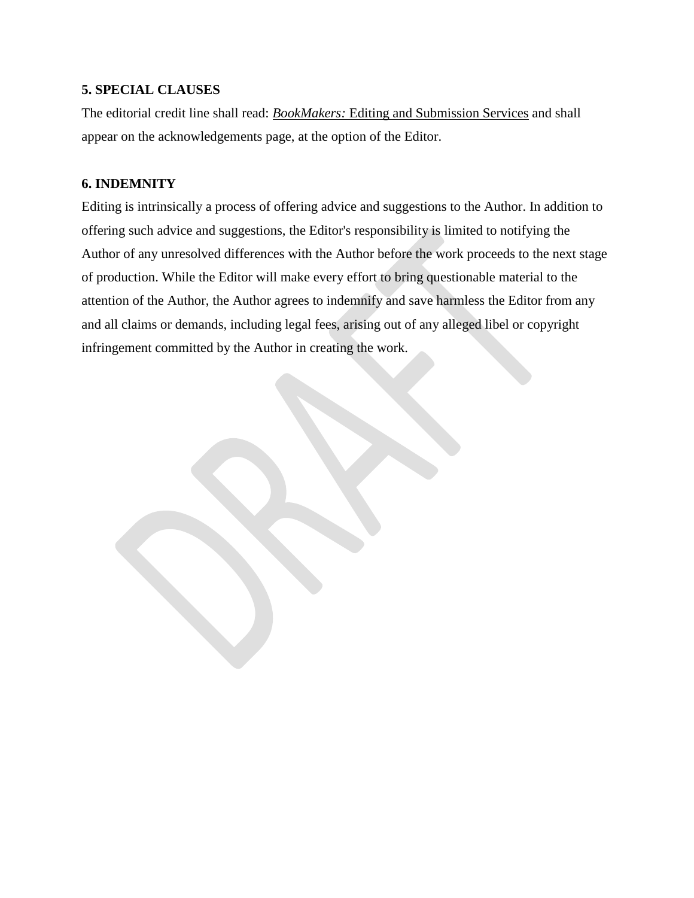**5. SPECIAL CLAUSES**

The editorial credit line shall read: *BookMakers:* Editing and Submission Services and shall appear on the acknowledgements page, at the option of the Editor.

**6. INDEMNITY**

Editing is intrinsically a process of offering advice and suggestions to the Author. In addition to offering such advice and suggestions, the Editor's responsibility is limited to notifying the Author of any unresolved differences with the Author before the work proceeds to the next stage of production. While the Editor will make every effort to bring questionable material to the attention of the Author, the Author agrees to indemnify and save harmless the Editor from any and all claims or demands, including legal fees, arising out of any alleged libel or copyright infringement committed by the Author in creating the work.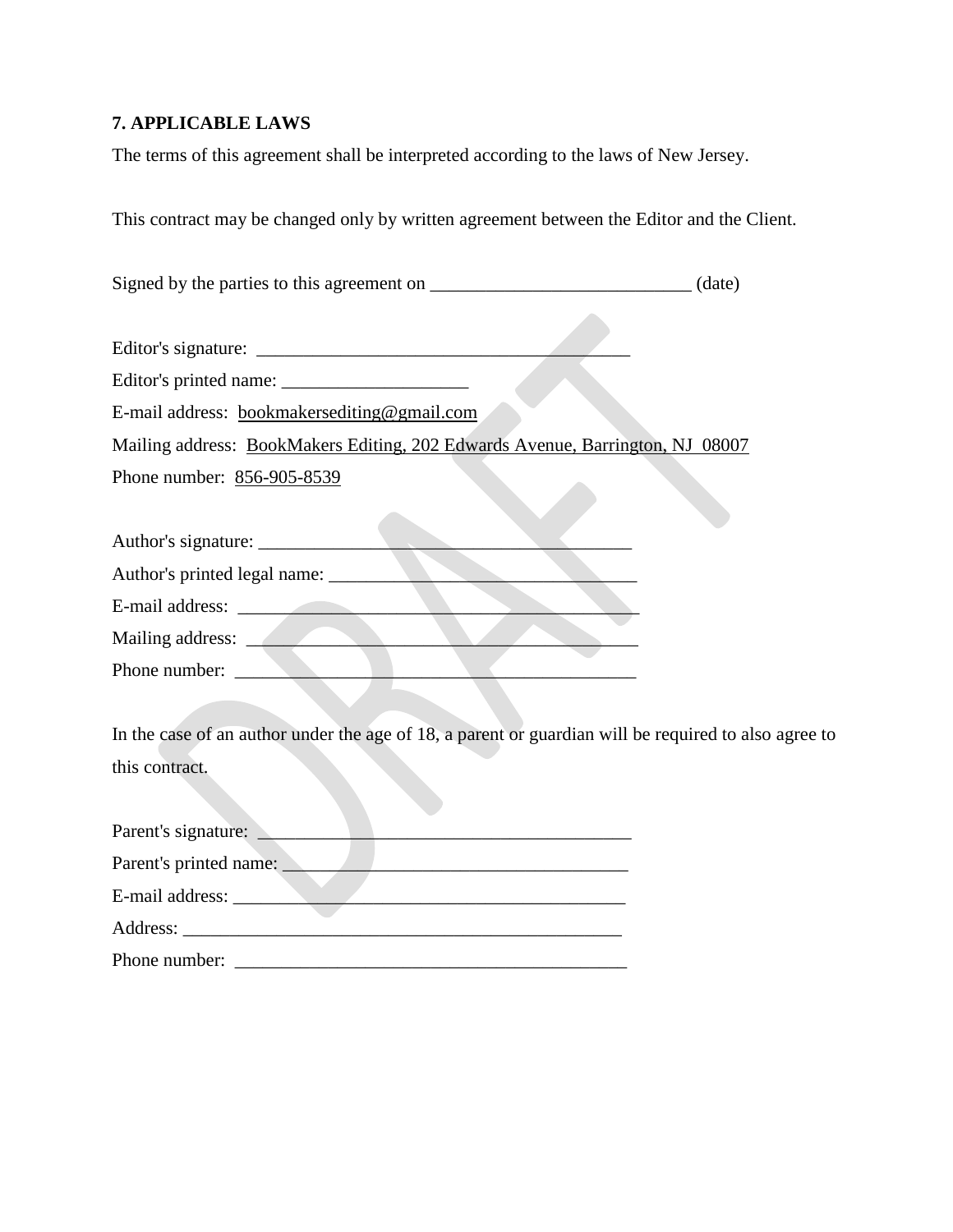## 7. APPLICABLE LAWS

The terms of this agreement shall be interpreted according to the laws of New Jersey.

This contract may be changed only by written agreement between the Editor and the Client.

Signed by the parties to this agreement on ____________________________ (date)

Editor's signature: ________________________________________

Editor's printed name: ____________________

E-mail address: bookmakersediting@gmail.com

Mailing address: BookMakers Editing, 202 Edwards Avenue, Barrington, NJ 08007

Phone number: 856-905-8539

Author's signature: ________________________________________

Author's printed legal name: _________________________________

E-mail address: ____________________________________________

Mailing address: ___________________________________________

Phone number: _____________________________________________

In the case of an author under the age of 18, a parent or guardian will be required to also agree to this contract.

Parent's signature: _________________________________________

Parent's printed name: ______________________________________

E-mail address: ____________________________________________

Address: _________________________________________________

Phone number: ____________________________________________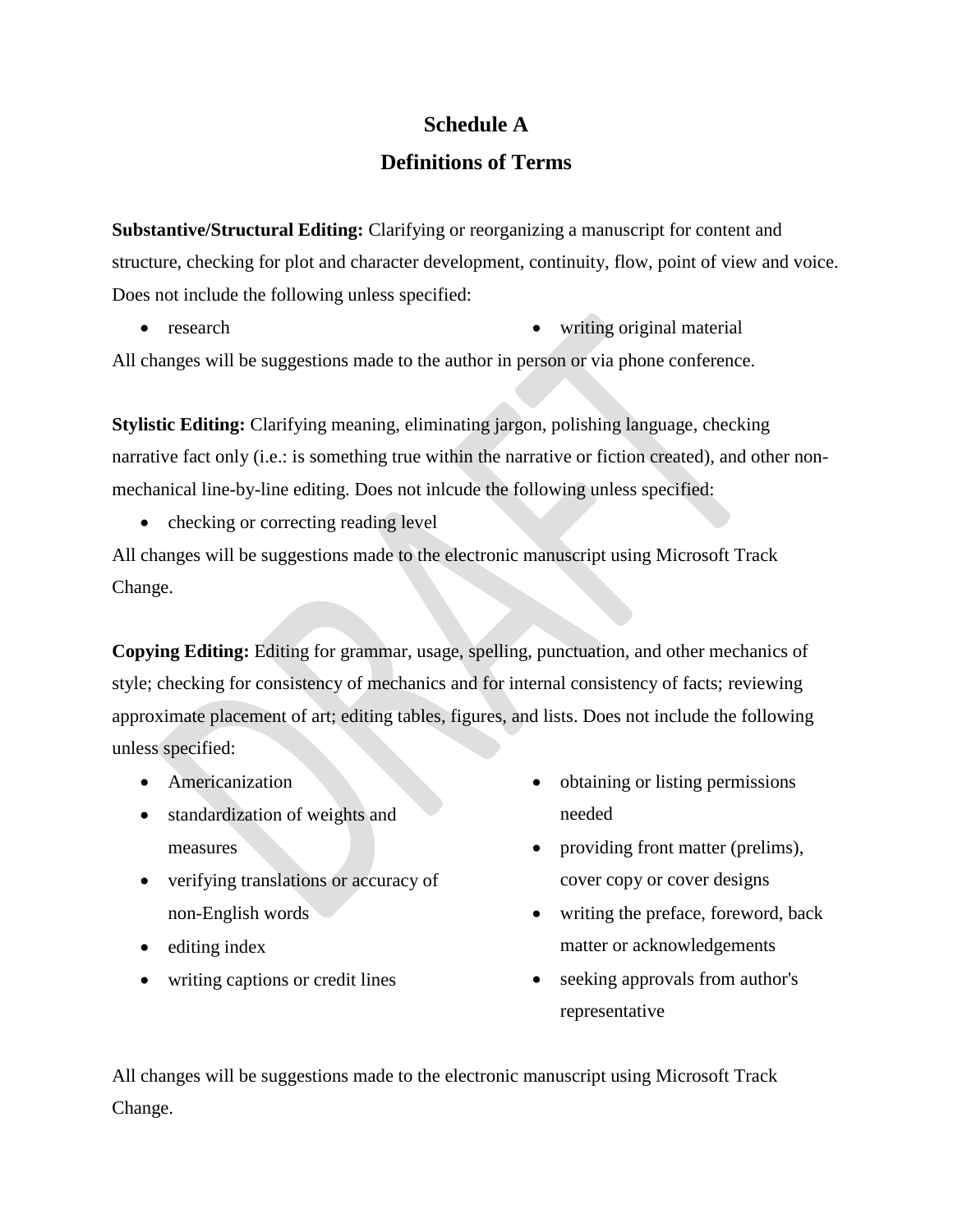# Schedule A

## Definitions of Terms

**Substantive/Structural Editing:** Clarifying or reorganizing a manuscript for content and structure, checking for plot and character development, continuity, flow, point of view and voice. Does not include the following unless specified:

- research
- writing original material

All changes will be suggestions made to the author in person or via phone conference.

**Stylistic Editing:** Clarifying meaning, eliminating jargon, polishing language, checking narrative fact only (i.e.: is something true within the narrative or fiction created), and other non-mechanical line-by-line editing. Does not inlcude the following unless specified:

- checking or correcting reading level

All changes will be suggestions made to the electronic manuscript using Microsoft Track Change.

**Copying Editing:** Editing for grammar, usage, spelling, punctuation, and other mechanics of style; checking for consistency of mechanics and for internal consistency of facts; reviewing approximate placement of art; editing tables, figures, and lists. Does not include the following unless specified:

- Americanization
- standardization of weights and measures
- verifying translations or accuracy of non-English words
- editing index
- writing captions or credit lines
- obtaining or listing permissions needed
- providing front matter (prelims), cover copy or cover designs
- writing the preface, foreword, back matter or acknowledgements
- seeking approvals from author's representative

All changes will be suggestions made to the electronic manuscript using Microsoft Track Change.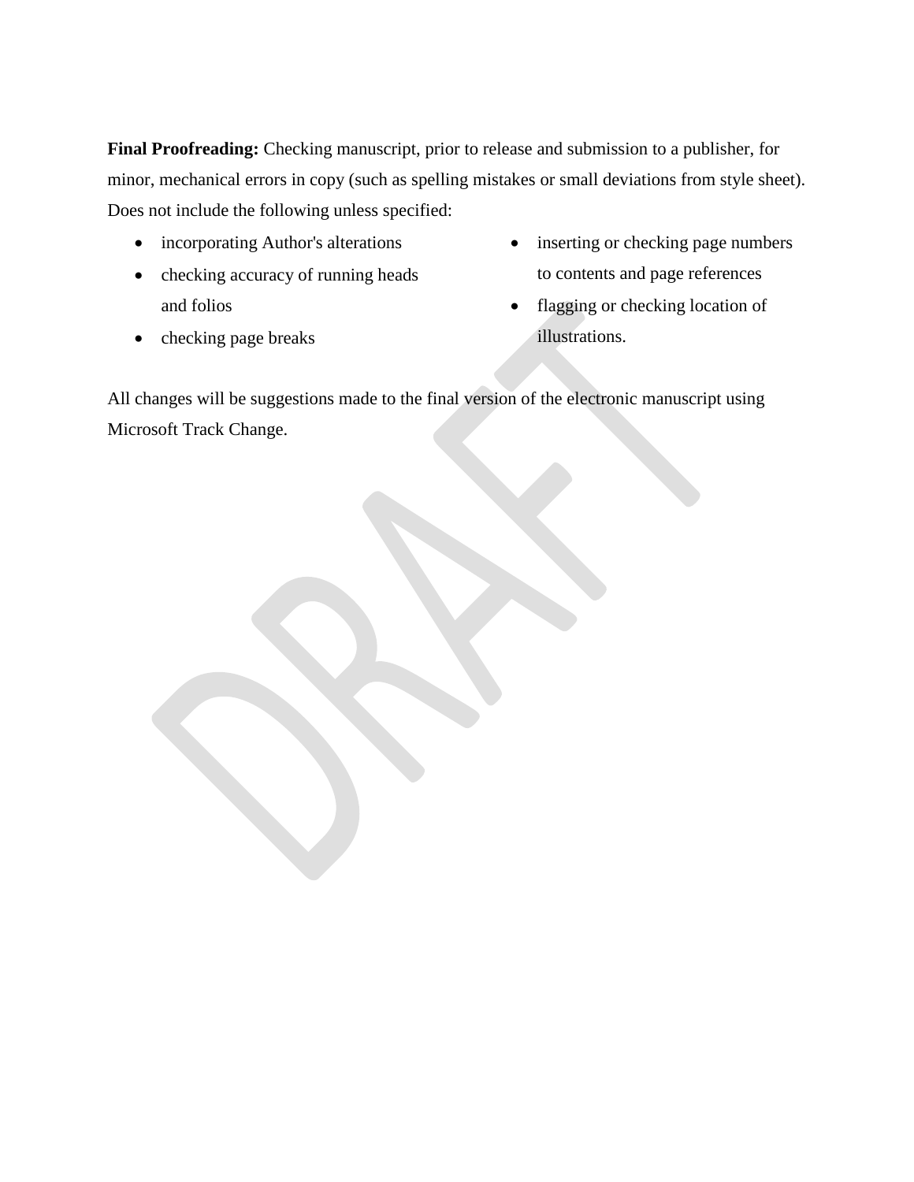**Final Proofreading:** Checking manuscript, prior to release and submission to a publisher, for minor, mechanical errors in copy (such as spelling mistakes or small deviations from style sheet). Does not include the following unless specified:

- incorporating Author's alterations
- checking accuracy of running heads and folios
- checking page breaks
- inserting or checking page numbers to contents and page references
- flagging or checking location of illustrations.

All changes will be suggestions made to the final version of the electronic manuscript using Microsoft Track Change.